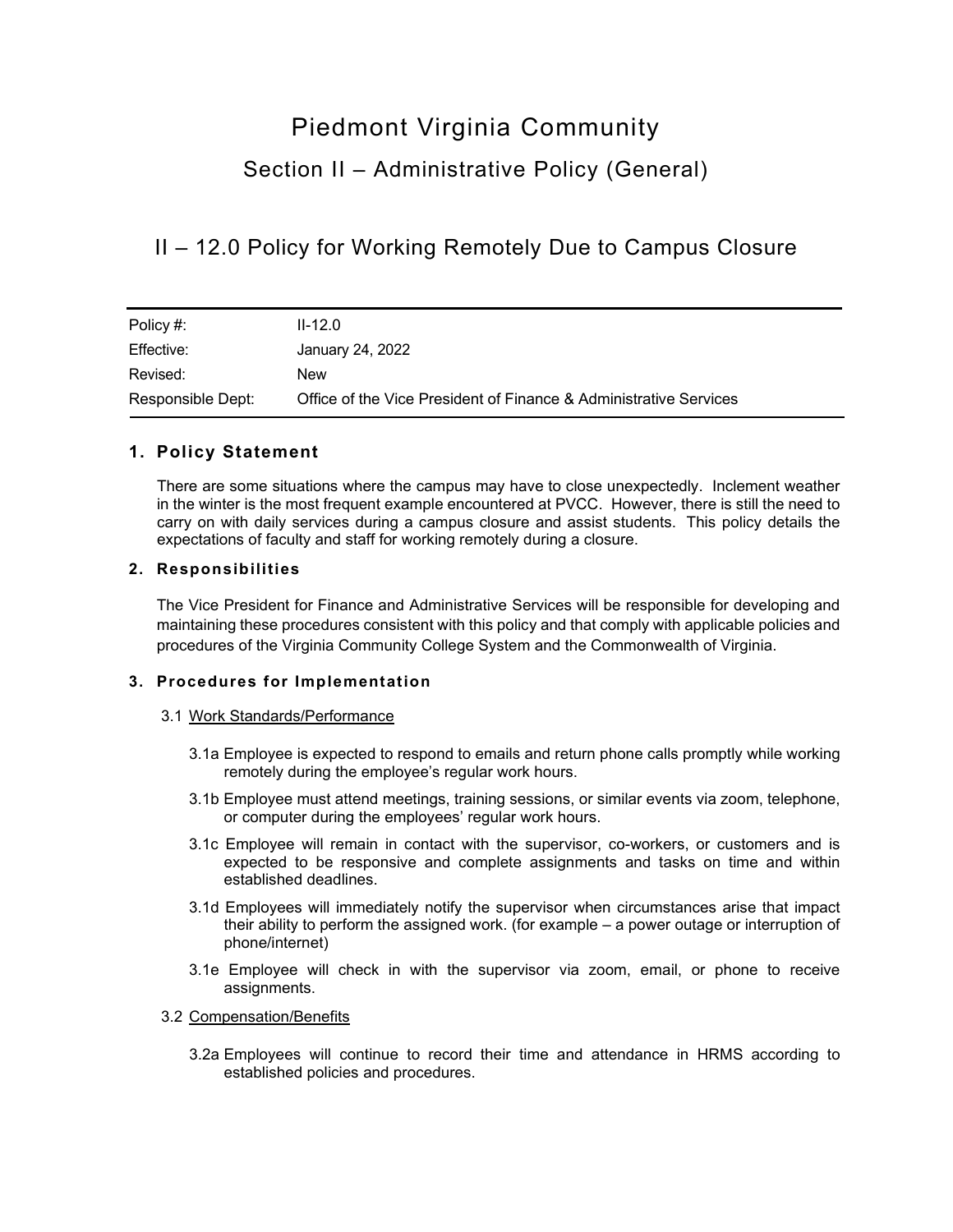# Piedmont Virginia Community

## Section II – Administrative Policy (General)

## II – 12.0 Policy for Working Remotely Due to Campus Closure

| Policy #: | II-12.0 |
|---|---|
| Effective: | January 24, 2022 |
| Revised: | New |
| Responsible Dept: | Office of the Vice President of Finance & Administrative Services |

### 1. Policy Statement

There are some situations where the campus may have to close unexpectedly. Inclement weather in the winter is the most frequent example encountered at PVCC. However, there is still the need to carry on with daily services during a campus closure and assist students. This policy details the expectations of faculty and staff for working remotely during a closure.

### 2. Responsibilities

The Vice President for Finance and Administrative Services will be responsible for developing and maintaining these procedures consistent with this policy and that comply with applicable policies and procedures of the Virginia Community College System and the Commonwealth of Virginia.

### 3. Procedures for Implementation

3.1 <u>Work Standards/Performance</u>

3.1a Employee is expected to respond to emails and return phone calls promptly while working remotely during the employee's regular work hours.

3.1b Employee must attend meetings, training sessions, or similar events via zoom, telephone, or computer during the employees' regular work hours.

3.1c Employee will remain in contact with the supervisor, co-workers, or customers and is expected to be responsive and complete assignments and tasks on time and within established deadlines.

3.1d Employees will immediately notify the supervisor when circumstances arise that impact their ability to perform the assigned work. (for example – a power outage or interruption of phone/internet)

3.1e Employee will check in with the supervisor via zoom, email, or phone to receive assignments.

3.2 <u>Compensation/Benefits</u>

3.2a Employees will continue to record their time and attendance in HRMS according to established policies and procedures.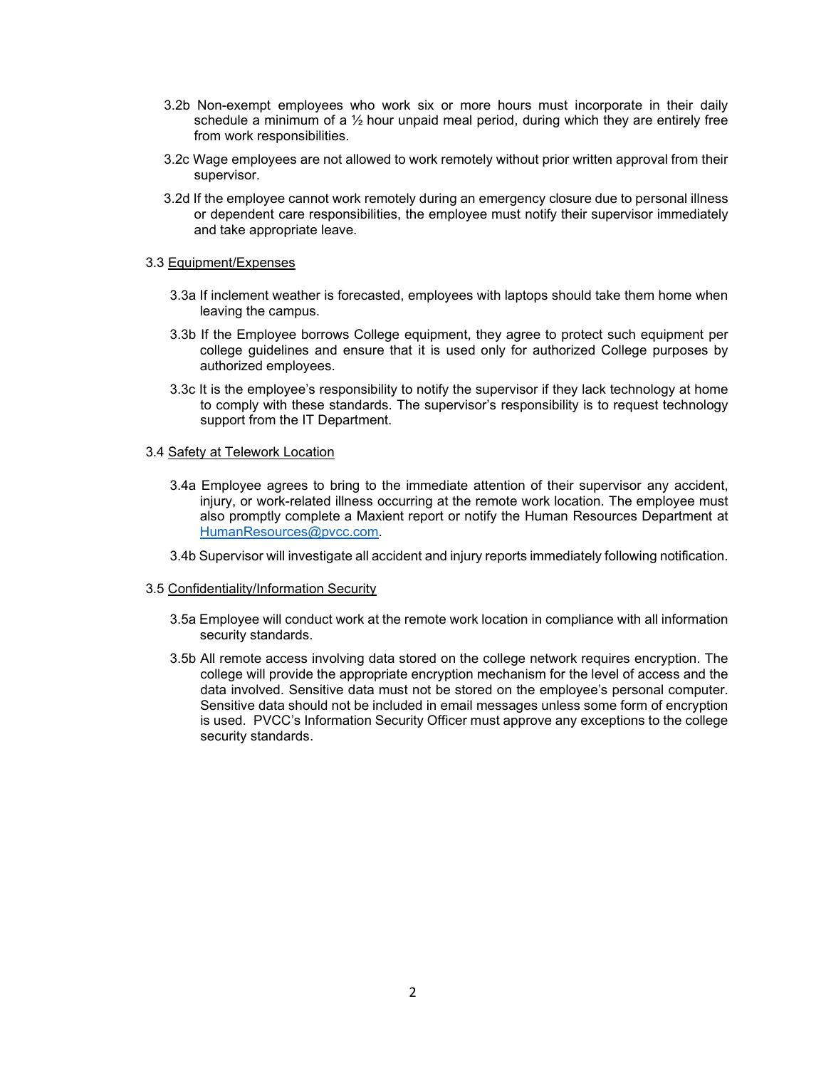3.2b Non-exempt employees who work six or more hours must incorporate in their daily schedule a minimum of a ½ hour unpaid meal period, during which they are entirely free from work responsibilities.

3.2c Wage employees are not allowed to work remotely without prior written approval from their supervisor.

3.2d If the employee cannot work remotely during an emergency closure due to personal illness or dependent care responsibilities, the employee must notify their supervisor immediately and take appropriate leave.

3.3 <u>Equipment/Expenses</u>

3.3a If inclement weather is forecasted, employees with laptops should take them home when leaving the campus.

3.3b If the Employee borrows College equipment, they agree to protect such equipment per college guidelines and ensure that it is used only for authorized College purposes by authorized employees.

3.3c It is the employee's responsibility to notify the supervisor if they lack technology at home to comply with these standards. The supervisor's responsibility is to request technology support from the IT Department.

3.4 <u>Safety at Telework Location</u>

3.4a Employee agrees to bring to the immediate attention of their supervisor any accident, injury, or work-related illness occurring at the remote work location. The employee must also promptly complete a Maxient report or notify the Human Resources Department at HumanResources@pvcc.com.

3.4b Supervisor will investigate all accident and injury reports immediately following notification.

3.5 <u>Confidentiality/Information Security</u>

3.5a Employee will conduct work at the remote work location in compliance with all information security standards.

3.5b All remote access involving data stored on the college network requires encryption. The college will provide the appropriate encryption mechanism for the level of access and the data involved. Sensitive data must not be stored on the employee's personal computer. Sensitive data should not be included in email messages unless some form of encryption is used. PVCC's Information Security Officer must approve any exceptions to the college security standards.